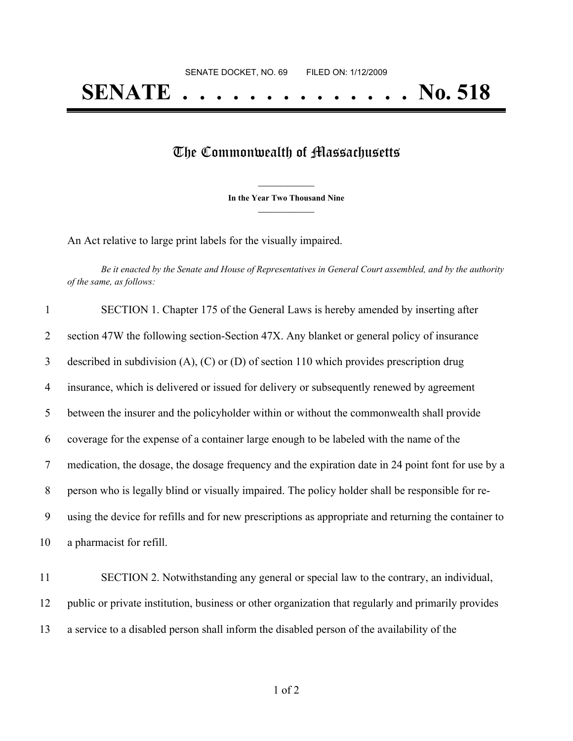SENATE DOCKET, NO. 69 FILED ON: 1/12/2009

# SENATE . . . . . . . . . . . . . . No. 518

## The Commonwealth of Massachusetts

**In the Year Two Thousand Nine**

An Act relative to large print labels for the visually impaired.

*Be it enacted by the Senate and House of Representatives in General Court assembled, and by the authority of the same, as follows:*

1 SECTION 1. Chapter 175 of the General Laws is hereby amended by inserting after
2 section 47W the following section-Section 47X. Any blanket or general policy of insurance
3 described in subdivision (A), (C) or (D) of section 110 which provides prescription drug
4 insurance, which is delivered or issued for delivery or subsequently renewed by agreement
5 between the insurer and the policyholder within or without the commonwealth shall provide
6 coverage for the expense of a container large enough to be labeled with the name of the
7 medication, the dosage, the dosage frequency and the expiration date in 24 point font for use by a
8 person who is legally blind or visually impaired. The policy holder shall be responsible for re-
9 using the device for refills and for new prescriptions as appropriate and returning the container to
10 a pharmacist for refill.

11 SECTION 2. Notwithstanding any general or special law to the contrary, an individual,
12 public or private institution, business or other organization that regularly and primarily provides
13 a service to a disabled person shall inform the disabled person of the availability of the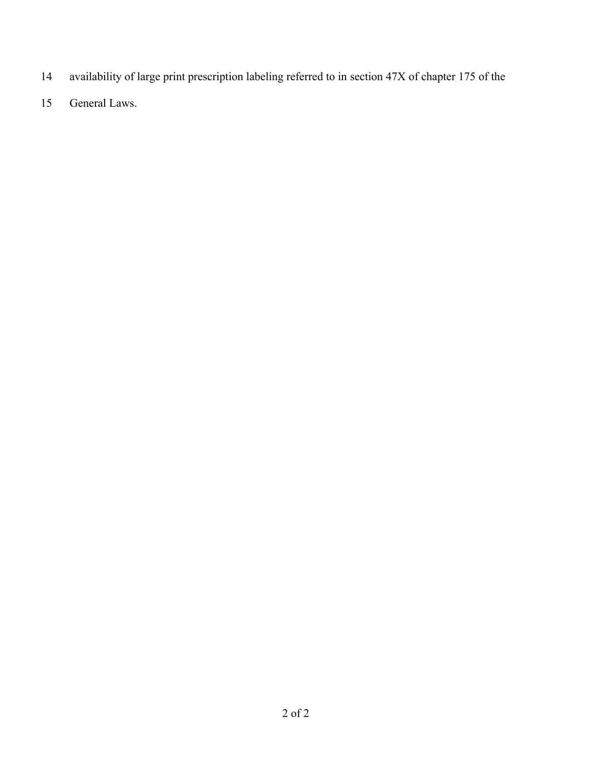availability of large print prescription labeling referred to in section 47X of chapter 175 of the General Laws.